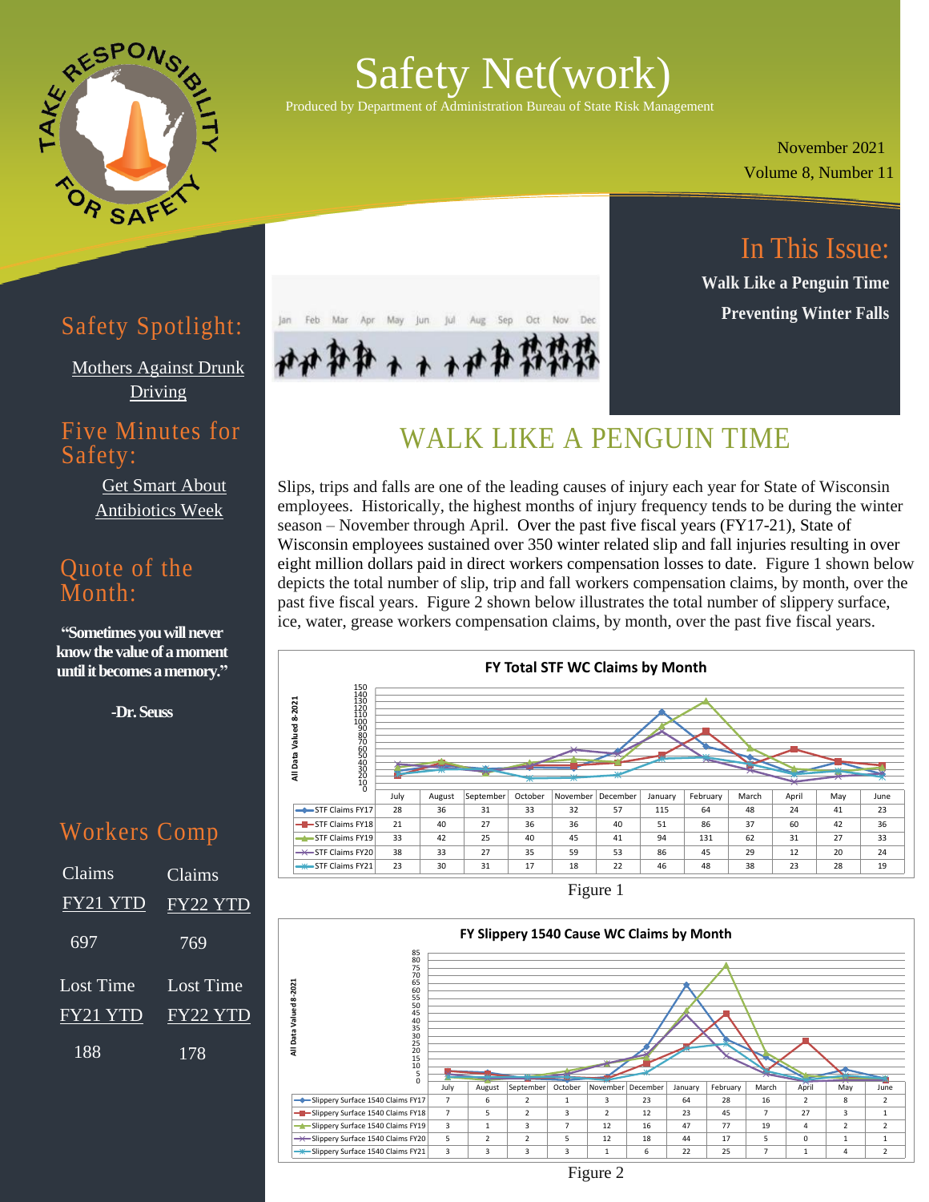# Safety Net(work)

Produced by Department of Administration Bureau of State Risk Management

November 2021
Volume 8, Number 11

## In This Issue:

**Walk Like a Penguin Time**

**Preventing Winter Falls**

## Safety Spotlight:

Mothers Against Drunk Driving

## Five Minutes for Safety:

Get Smart About Antibiotics Week

## Quote of the Month:

**"Sometimes you will never know the value of a moment until it becomes a memory."**

**-Dr. Seuss**

## Workers Comp

| Claims FY21 YTD | Claims FY22 YTD |
|---|---|
| 697 | 769 |

| Lost Time FY21 YTD | Lost Time FY22 YTD |
|---|---|
| 188 | 178 |

# WALK LIKE A PENGUIN TIME

Slips, trips and falls are one of the leading causes of injury each year for State of Wisconsin employees. Historically, the highest months of injury frequency tends to be during the winter season – November through April. Over the past five fiscal years (FY17-21), State of Wisconsin employees sustained over 350 winter related slip and fall injuries resulting in over eight million dollars paid in direct workers compensation losses to date. Figure 1 shown below depicts the total number of slip, trip and fall workers compensation claims, by month, over the past five fiscal years. Figure 2 shown below illustrates the total number of slippery surface, ice, water, grease workers compensation claims, by month, over the past five fiscal years.

**FY Total STF WC Claims by Month**

All Data Valued 8-2021

| | July | August | September | October | November | December | January | February | March | April | May | June |
|---|---|---|---|---|---|---|---|---|---|---|---|---|
| STF Claims FY17 | 28 | 36 | 31 | 33 | 32 | 57 | 115 | 64 | 48 | 24 | 41 | 23 |
| STF Claims FY18 | 21 | 40 | 27 | 36 | 36 | 40 | 51 | 86 | 37 | 60 | 42 | 36 |
| STF Claims FY19 | 33 | 42 | 25 | 40 | 45 | 41 | 94 | 131 | 62 | 31 | 27 | 33 |
| STF Claims FY20 | 38 | 33 | 27 | 35 | 59 | 53 | 86 | 45 | 29 | 12 | 20 | 24 |
| STF Claims FY21 | 23 | 30 | 31 | 17 | 18 | 22 | 46 | 48 | 38 | 23 | 28 | 19 |

Figure 1

**FY Slippery 1540 Cause WC Claims by Month**

All Data Valued 8-2021

| | July | August | September | October | November | December | January | February | March | April | May | June |
|---|---|---|---|---|---|---|---|---|---|---|---|---|
| Slippery Surface 1540 Claims FY17 | 7 | 6 | 2 | 1 | 3 | 23 | 64 | 28 | 16 | 2 | 8 | 2 |
| Slippery Surface 1540 Claims FY18 | 7 | 5 | 2 | 3 | 2 | 12 | 23 | 45 | 7 | 27 | 3 | 1 |
| Slippery Surface 1540 Claims FY19 | 3 | 1 | 3 | 7 | 12 | 16 | 47 | 77 | 19 | 4 | 2 | 2 |
| Slippery Surface 1540 Claims FY20 | 5 | 2 | 2 | 5 | 12 | 18 | 44 | 17 | 5 | 0 | 1 | 1 |
| Slippery Surface 1540 Claims FY21 | 3 | 3 | 3 | 3 | 1 | 6 | 22 | 25 | 7 | 1 | 4 | 2 |

Figure 2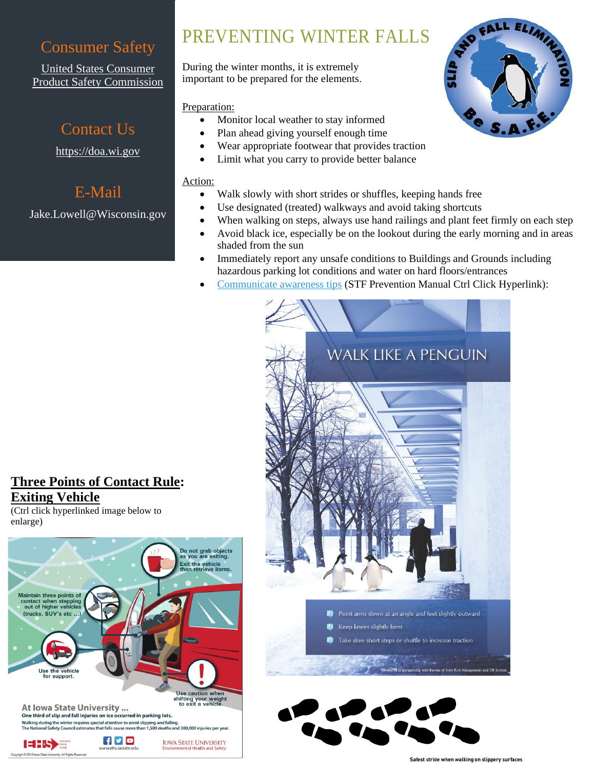## Consumer Safety

[United States Consumer Product Safety Commission]

## Contact Us

https://doa.wi.gov

## E-Mail

Jake.Lowell@Wisconsin.gov

# PREVENTING WINTER FALLS

During the winter months, it is extremely important to be prepared for the elements.

Preparation:

- Monitor local weather to stay informed
- Plan ahead giving yourself enough time
- Wear appropriate footwear that provides traction
- Limit what you carry to provide better balance

Action:

- Walk slowly with short strides or shuffles, keeping hands free
- Use designated (treated) walkways and avoid taking shortcuts
- When walking on steps, always use hand railings and plant feet firmly on each step
- Avoid black ice, especially be on the lookout during the early morning and in areas shaded from the sun
- Immediately report any unsafe conditions to Buildings and Grounds including hazardous parking lot conditions and water on hard floors/entrances
- Communicate awareness tips (STF Prevention Manual Ctrl Click Hyperlink):

WALK LIKE A PENGUIN

- Point arms down at an angle and feet slightly outward
- Keep knees slightly bent
- Take slow short steps or shuffle to increase traction

Produced in partnership with Bureau of State Risk Management and UW System

Safest stride when walking on slippery surfaces

## Three Points of Contact Rule: Exiting Vehicle

(Ctrl click hyperlinked image below to enlarge)

Do not grab objects as you are exiting. Exit the vehicle then retrieve items.

Maintain three points of contact when stepping out of higher vehicles (trucks, SUV's etc ...)

Use the vehicle for support.

Use caution when shifting your weight to exit a vehicle.

At Iowa State University ...
One third of slip and fall injuries on ice occurred in parking lots.
Walking during the winter requires special attention to avoid slipping and falling.
The National Safety Council estimates that falls cause more than 1,500 deaths and 300,000 injuries per year.

www.ehs.iastate.edu

Iowa State University Environmental Health and Safety

Copyright © 2018 Iowa State University. All Rights Reserved.